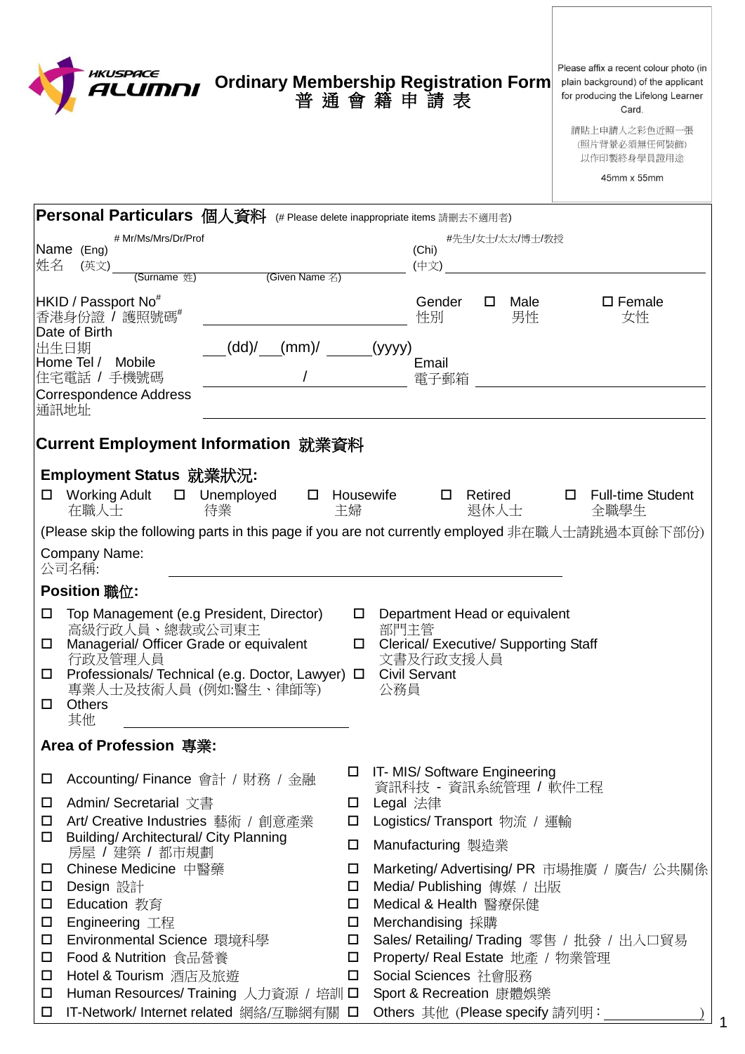HKUSPACE ALUMNI

# Ordinary Membership Registration Form
# 普 通 會 籍 申 請 表

Please affix a recent colour photo (in plain background) of the applicant for producing the Lifelong Learner Card.

請貼上申請人之彩色近照一張
(照片背景必須無任何裝飾)
以作印製終身學員證用途

45mm x 55mm

## Personal Particulars 個人資料 (# Please delete inappropriate items 請刪去不適用者)

Name (Eng) 姓名 (英文) # Mr/Ms/Mrs/Dr/Prof ____________ (Surname 姓) ____________ (Given Name 名)

(Chi) (中文) #先生/女士/太太/博士/教授 ____________

HKID / Passport No# 香港身份證 / 護照號碼# ____________

Gender 性別 ☐ Male 男性 ☐ Female 女性

Date of Birth 出生日期 ___(dd)/___(mm)/ ______(yyyy)

Home Tel / Mobile 住宅電話 / 手機號碼 ____________ / ____________

Email 電子郵箱 ____________

Correspondence Address 通訊地址 ____________

## Current Employment Information 就業資料

### Employment Status 就業狀況:

☐ Working Adult 在職人士 ☐ Unemployed 待業 ☐ Housewife 主婦 ☐ Retired 退休人士 ☐ Full-time Student 全職學生

(Please skip the following parts in this page if you are not currently employed 非在職人士請跳過本頁餘下部份)

Company Name: 公司名稱: ____________

### Position 職位:

- ☐ Top Management (e.g President, Director) 高級行政人員、總裁或公司東主
- ☐ Department Head or equivalent 部門主管
- ☐ Managerial/ Officer Grade or equivalent 行政及管理人員
- ☐ Clerical/ Executive/ Supporting Staff 文書及行政支援人員
- ☐ Professionals/ Technical (e.g. Doctor, Lawyer) 專業人士及技術人員 (例如:醫生、律師等)
- ☐ Civil Servant 公務員
- ☐ Others 其他 ____________

### Area of Profession 專業:

- ☐ Accounting/ Finance 會計 / 財務 / 金融
- ☐ Admin/ Secretarial 文書
- ☐ Art/ Creative Industries 藝術 / 創意產業
- ☐ Building/ Architectural/ City Planning 房屋 / 建築 / 都市規劃
- ☐ Chinese Medicine 中醫藥
- ☐ Design 設計
- ☐ Education 教育
- ☐ Engineering 工程
- ☐ Environmental Science 環境科學
- ☐ Food & Nutrition 食品營養
- ☐ Hotel & Tourism 酒店及旅遊
- ☐ Human Resources/ Training 人力資源 / 培訓
- ☐ IT-Network/ Internet related 網絡/互聯網有關
- ☐ IT- MIS/ Software Engineering 資訊科技 - 資訊系統管理 / 軟件工程
- ☐ Legal 法律
- ☐ Logistics/ Transport 物流 / 運輸
- ☐ Manufacturing 製造業
- ☐ Marketing/ Advertising/ PR 市場推廣 / 廣告/ 公共關係
- ☐ Media/ Publishing 傳媒 / 出版
- ☐ Medical & Health 醫療保健
- ☐ Merchandising 採購
- ☐ Sales/ Retailing/ Trading 零售 / 批發 / 出入口貿易
- ☐ Property/ Real Estate 地產 / 物業管理
- ☐ Social Sciences 社會服務
- ☐ Sport & Recreation 康體娛樂
- ☐ Others 其他 (Please specify 請列明 : ____________)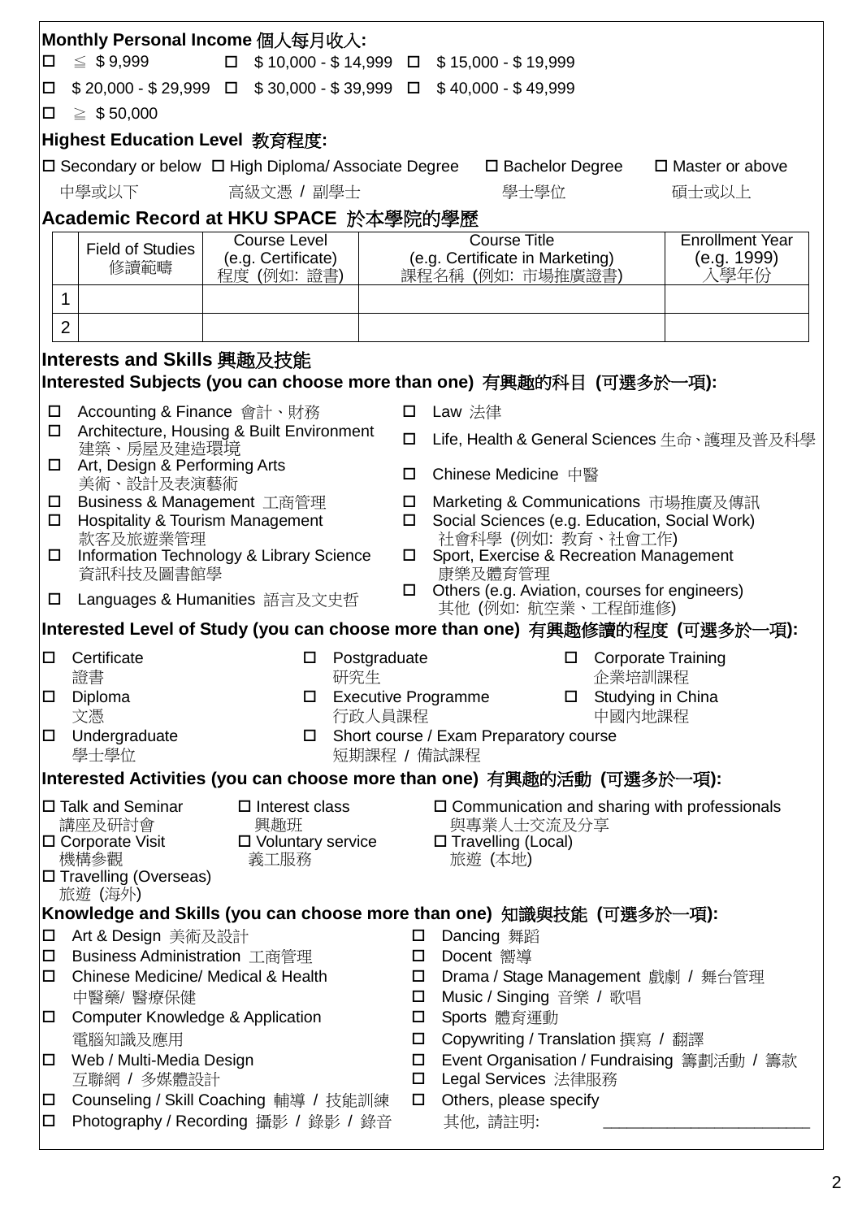**Monthly Personal Income 個人每月收入:**

- ☐ ≦ $ 9,999
- ☐ $ 10,000 - $ 14,999
- ☐ $ 15,000 - $ 19,999
- ☐ $ 20,000 - $ 29,999
- ☐ $ 30,000 - $ 39,999
- ☐ $ 40,000 - $ 49,999
- ☐ ≧ $ 50,000

**Highest Education Level 教育程度:**

- ☐ Secondary or below 中學或以下
- ☐ High Diploma/ Associate Degree 高級文憑 / 副學士
- ☐ Bachelor Degree 學士學位
- ☐ Master or above 碩士或以上

**Academic Record at HKU SPACE 於本學院的學歷**

| | Field of Studies 修讀範疇 | Course Level (e.g. Certificate) 程度 (例如: 證書) | Course Title (e.g. Certificate in Marketing) 課程名稱 (例如: 市場推廣證書) | Enrollment Year (e.g. 1999) 入學年份 |
|---|---|---|---|---|
| 1 | | | | |
| 2 | | | | |

**Interests and Skills 興趣及技能**

**Interested Subjects (you can choose more than one) 有興趣的科目 (可選多於一項):**

- ☐ Accounting & Finance 會計、財務
- ☐ Architecture, Housing & Built Environment 建築、房屋及建造環境
- ☐ Art, Design & Performing Arts 美術、設計及表演藝術
- ☐ Business & Management 工商管理
- ☐ Hospitality & Tourism Management 款客及旅遊業管理
- ☐ Information Technology & Library Science 資訊科技及圖書館學
- ☐ Languages & Humanities 語言及文史哲
- ☐ Law 法律
- ☐ Life, Health & General Sciences 生命、護理及普及科學
- ☐ Chinese Medicine 中醫
- ☐ Marketing & Communications 市場推廣及傳訊
- ☐ Social Sciences (e.g. Education, Social Work) 社會科學 (例如: 教育、社會工作)
- ☐ Sport, Exercise & Recreation Management 康樂及體育管理
- ☐ Others (e.g. Aviation, courses for engineers) 其他 (例如: 航空業、工程師進修)

**Interested Level of Study (you can choose more than one) 有興趣修讀的程度 (可選多於一項):**

- ☐ Certificate 證書
- ☐ Diploma 文憑
- ☐ Undergraduate 學士學位
- ☐ Postgraduate 研究生
- ☐ Executive Programme 行政人員課程
- ☐ Short course / Exam Preparatory course 短期課程 / 備試課程
- ☐ Corporate Training 企業培訓課程
- ☐ Studying in China 中國內地課程

**Interested Activities (you can choose more than one) 有興趣的活動 (可選多於一項):**

- ☐ Talk and Seminar 講座及研討會
- ☐ Corporate Visit 機構參觀
- ☐ Travelling (Overseas) 旅遊 (海外)
- ☐ Interest class 興趣班
- ☐ Voluntary service 義工服務
- ☐ Communication and sharing with professionals 與專業人士交流及分享
- ☐ Travelling (Local) 旅遊 (本地)

**Knowledge and Skills (you can choose more than one) 知識與技能 (可選多於一項):**

- ☐ Art & Design 美術及設計
- ☐ Business Administration 工商管理
- ☐ Chinese Medicine/ Medical & Health 中醫藥/ 醫療保健
- ☐ Computer Knowledge & Application 電腦知識及應用
- ☐ Web / Multi-Media Design 互聯網 / 多媒體設計
- ☐ Counseling / Skill Coaching 輔導 / 技能訓練
- ☐ Photography / Recording 攝影 / 錄影 / 錄音
- ☐ Dancing 舞蹈
- ☐ Docent 嚮導
- ☐ Drama / Stage Management 戲劇 / 舞台管理
- ☐ Music / Singing 音樂 / 歌唱
- ☐ Sports 體育運動
- ☐ Copywriting / Translation 撰寫 / 翻譯
- ☐ Event Organisation / Fundraising 籌劃活動 / 籌款
- ☐ Legal Services 法律服務
- ☐ Others, please specify 其他, 請註明: ______________________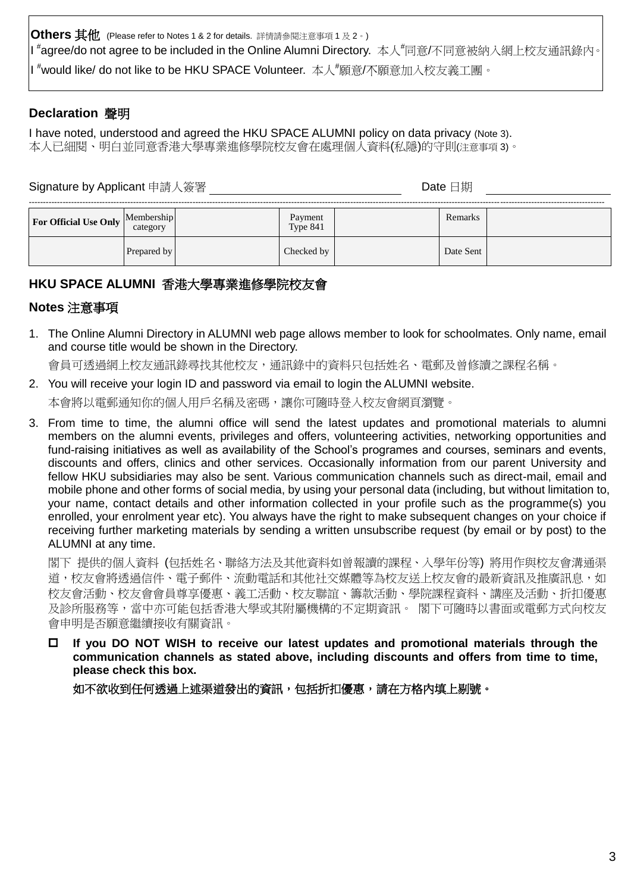**Others 其他** (Please refer to Notes 1 & 2 for details. 詳情請參閱注意事項 1 及 2。)

I #agree/do not agree to be included in the Online Alumni Directory. 本人#同意/不同意被納入網上校友通訊錄內。

I #would like/ do not like to be HKU SPACE Volunteer. 本人#願意/不願意加入校友義工團。

## Declaration 聲明

I have noted, understood and agreed the HKU SPACE ALUMNI policy on data privacy (Note 3).
本人已細閱、明白並同意香港大學專業進修學院校友會在處理個人資料(私隱)的守則(注意事項 3)。

Signature by Applicant 申請人簽署 ______________________ Date 日期 ______________

| For Official Use Only | Membership category | | Payment Type 841 | | Remarks | |
|---|---|---|---|---|---|---|
| | Prepared by | | Checked by | | Date Sent | |

## HKU SPACE ALUMNI 香港大學專業進修學院校友會

## Notes 注意事項

1. The Online Alumni Directory in ALUMNI web page allows member to look for schoolmates. Only name, email and course title would be shown in the Directory.

   會員可透過網上校友通訊錄尋找其他校友，通訊錄中的資料只包括姓名、電郵及曾修讀之課程名稱。

2. You will receive your login ID and password via email to login the ALUMNI website.

   本會將以電郵通知你的個人用戶名稱及密碼，讓你可隨時登入校友會網頁瀏覽。

3. From time to time, the alumni office will send the latest updates and promotional materials to alumni members on the alumni events, privileges and offers, volunteering activities, networking opportunities and fund-raising initiatives as well as availability of the School's programes and courses, seminars and events, discounts and offers, clinics and other services. Occasionally information from our parent University and fellow HKU subsidiaries may also be sent. Various communication channels such as direct-mail, email and mobile phone and other forms of social media, by using your personal data (including, but without limitation to, your name, contact details and other information collected in your profile such as the programme(s) you enrolled, your enrolment year etc). You always have the right to make subsequent changes on your choice if receiving further marketing materials by sending a written unsubscribe request (by email or by post) to the ALUMNI at any time.

   閣下 提供的個人資料 (包括姓名、聯絡方法及其他資料如曾報讀的課程、入學年份等) 將用作與校友會溝通渠道，校友會將透過信件、電子郵件、流動電話和其他社交媒體等為校友送上校友會的最新資訊及推廣訊息，如校友會活動、校友會會員尊享優惠、義工活動、校友聯誼、籌款活動、學院課程資料、講座及活動、折扣優惠及診所服務等，當中亦可能包括香港大學或其附屬機構的不定期資訊。 閣下可隨時以書面或電郵方式向校友會申明是否願意繼續接收有關資訊。

   - ☐ **If you DO NOT WISH to receive our latest updates and promotional materials through the communication channels as stated above, including discounts and offers from time to time, please check this box.**

     **如不欲收到任何透過上述渠道發出的資訊，包括折扣優惠，請在方格內填上剔號。**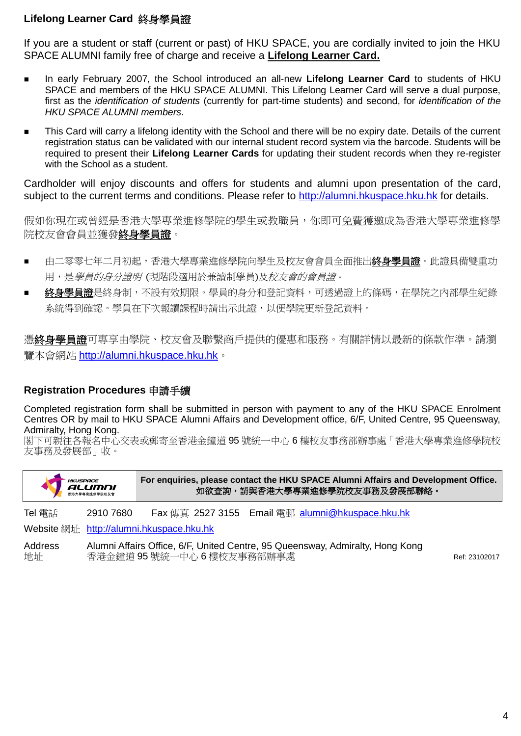## Lifelong Learner Card 終身學員證

If you are a student or staff (current or past) of HKU SPACE, you are cordially invited to join the HKU SPACE ALUMNI family free of charge and receive a **Lifelong Learner Card.**

- In early February 2007, the School introduced an all-new **Lifelong Learner Card** to students of HKU SPACE and members of the HKU SPACE ALUMNI. This Lifelong Learner Card will serve a dual purpose, first as the *identification of students* (currently for part-time students) and second, for *identification of the HKU SPACE ALUMNI members*.
- This Card will carry a lifelong identity with the School and there will be no expiry date. Details of the current registration status can be validated with our internal student record system via the barcode. Students will be required to present their **Lifelong Learner Cards** for updating their student records when they re-register with the School as a student.

Cardholder will enjoy discounts and offers for students and alumni upon presentation of the card, subject to the current terms and conditions. Please refer to http://alumni.hkuspace.hku.hk for details.

假如你現在或曾經是香港大學專業進修學院的學生或教職員，你即可免費獲邀成為香港大學專業進修學院校友會會員並獲發**終身學員證**。

- 由二零零七年二月初起，香港大學專業進修學院向學生及校友會會員全面推出**終身學員證**。此證具備雙重功用，是*學員的身分證明* (現階段適用於兼讀制學員)及*校友會的會員證*。
- **終身學員證**是終身制，不設有效期限。學員的身分和登記資料，可透過證上的條碼，在學院之內部學生紀錄系統得到確認。學員在下次報讀課程時請出示此證，以便學院更新登記資料。

憑**終身學員證**可專享由學院、校友會及聯繫商戶提供的優惠和服務。有關詳情以最新的條款作準。請瀏覽本會網站 http://alumni.hkuspace.hku.hk。

## Registration Procedures 申請手續

Completed registration form shall be submitted in person with payment to any of the HKU SPACE Enrolment Centres OR by mail to HKU SPACE Alumni Affairs and Development office, 6/F, United Centre, 95 Queensway, Admiralty, Hong Kong.
閣下可親往各報名中心交表或郵寄至香港金鐘道 95 號統一中心 6 樓校友事務部辦事處「香港大學專業進修學院校友事務及發展部」收。

HKUSPACE ALUMNI 香港大學專業進修學院校友會

**For enquiries, please contact the HKU SPACE Alumni Affairs and Development Office.**
**如欲查詢，請與香港大學專業進修學院校友事務及發展部聯絡。**

Tel 電話 2910 7680 Fax 傳真 2527 3155 Email 電郵 alumni@hkuspace.hku.hk

Website 網址 http://alumni.hkuspace.hku.hk

Address 地址 Alumni Affairs Office, 6/F, United Centre, 95 Queensway, Admiralty, Hong Kong
香港金鐘道 95 號統一中心 6 樓校友事務部辦事處

Ref: 23102017